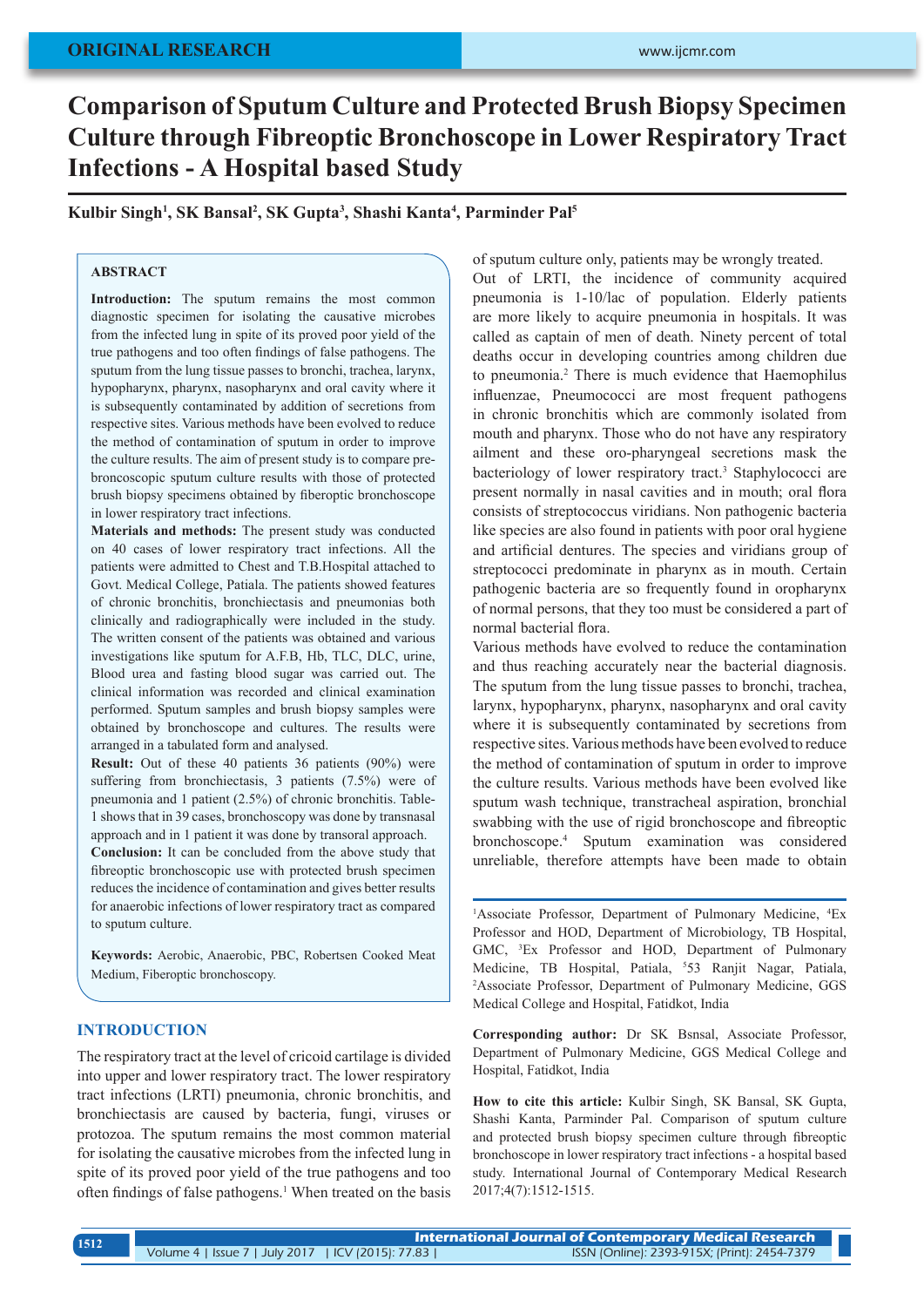ORIGINAL RESEARCH

# Comparison of Sputum Culture and Protected Brush Biopsy Specimen Culture through Fibreoptic Bronchoscope in Lower Respiratory Tract Infections - A Hospital based Study

**Kulbir Singh[1], SK Bansal[2], SK Gupta[3], Shashi Kanta[4], Parminder Pal[5]**

## ABSTRACT

**Introduction:** The sputum remains the most common diagnostic specimen for isolating the causative microbes from the infected lung in spite of its proved poor yield of the true pathogens and too often findings of false pathogens. The sputum from the lung tissue passes to bronchi, trachea, larynx, hypopharynx, pharynx, nasopharynx and oral cavity where it is subsequently contaminated by addition of secretions from respective sites. Various methods have been evolved to reduce the method of contamination of sputum in order to improve the culture results. The aim of present study is to compare pre-broncoscopic sputum culture results with those of protected brush biopsy specimens obtained by fiberoptic bronchoscope in lower respiratory tract infections.

**Materials and methods:** The present study was conducted on 40 cases of lower respiratory tract infections. All the patients were admitted to Chest and T.B.Hospital attached to Govt. Medical College, Patiala. The patients showed features of chronic bronchitis, bronchiectasis and pneumonias both clinically and radiographically were included in the study. The written consent of the patients was obtained and various investigations like sputum for A.F.B, Hb, TLC, DLC, urine, Blood urea and fasting blood sugar was carried out. The clinical information was recorded and clinical examination performed. Sputum samples and brush biopsy samples were obtained by bronchoscope and cultures. The results were arranged in a tabulated form and analysed.

**Result:** Out of these 40 patients 36 patients (90%) were suffering from bronchiectasis, 3 patients (7.5%) were of pneumonia and 1 patient (2.5%) of chronic bronchitis. Table-1 shows that in 39 cases, bronchoscopy was done by transnasal approach and in 1 patient it was done by transoral approach.

**Conclusion:** It can be concluded from the above study that fibreoptic bronchoscopic use with protected brush specimen reduces the incidence of contamination and gives better results for anaerobic infections of lower respiratory tract as compared to sputum culture.

**Keywords:** Aerobic, Anaerobic, PBC, Robertsen Cooked Meat Medium, Fiberoptic bronchoscopy.

## INTRODUCTION

The respiratory tract at the level of cricoid cartilage is divided into upper and lower respiratory tract. The lower respiratory tract infections (LRTI) pneumonia, chronic bronchitis, and bronchiestasis are caused by bacteria, fungi, viruses or protozoa. The sputum remains the most common material for isolating the causative microbes from the infected lung in spite of its proved poor yield of the true pathogens and too often findings of false pathogens.[1] When treated on the basis of sputum culture only, patients may be wrongly treated.

Out of LRTI, the incidence of community acquired pneumonia is 1-10/lac of population. Elderly patients are more likely to acquire pneumonia in hospitals. It was called as captain of men of death. Ninety percent of total deaths occur in developing countries among children due to pneumonia.[2] There is much evidence that Haemophilus influenzae, Pneumococci are most frequent pathogens in chronic bronchitis which are commonly isolated from mouth and pharynx. Those who do not have any respiratory ailment and these oro-pharyngeal secretions mask the bacteriology of lower respiratory tract.[3] Staphylococci are present normally in nasal cavities and in mouth; oral flora consists of streptococcus viridians. Non pathogenic bacteria like species are also found in patients with poor oral hygiene and artificial dentures. The species and viridians group of streptococci predominate in pharynx as in mouth. Certain pathogenic bacteria are so frequently found in oropharynx of normal persons, that they too must be considered a part of normal bacterial flora.

Various methods have evolved to reduce the contamination and thus reaching accurately near the bacterial diagnosis. The sputum from the lung tissue passes to bronchi, trachea, larynx, hypopharynx, pharynx, nasopharynx and oral cavity where it is subsequently contaminated by secretions from respective sites. Various methods have been evolved to reduce the method of contamination of sputum in order to improve the culture results. Various methods have been evolved like sputum wash technique, transtracheal aspiration, bronchial swabbing with the use of rigid bronchoscope and fibreoptic bronchoscope.[4] Sputum examination was considered unreliable, therefore attempts have been made to obtain

---

[1]Associate Professor, Department of Pulmonary Medicine, [4]Ex Professor and HOD, Department of Microbiology, TB Hospital, GMC, [3]Ex Professor and HOD, Department of Pulmonary Medicine, TB Hospital, Patiala, [5]53 Ranjit Nagar, Patiala, [2]Associate Professor, Department of Pulmonary Medicine, GGS Medical College and Hospital, Fatidkot, India

**Corresponding author:** Dr SK Bsnsal, Associate Professor, Department of Pulmonary Medicine, GGS Medical College and Hospital, Fatidkot, India

**How to cite this article:** Kulbir Singh, SK Bansal, SK Gupta, Shashi Kanta, Parminder Pal. Comparison of sputum culture and protected brush biopsy specimen culture through fibreoptic bronchoscope in lower respiratory tract infections - a hospital based study. International Journal of Contemporary Medical Research 2017;4(7):1512-1515.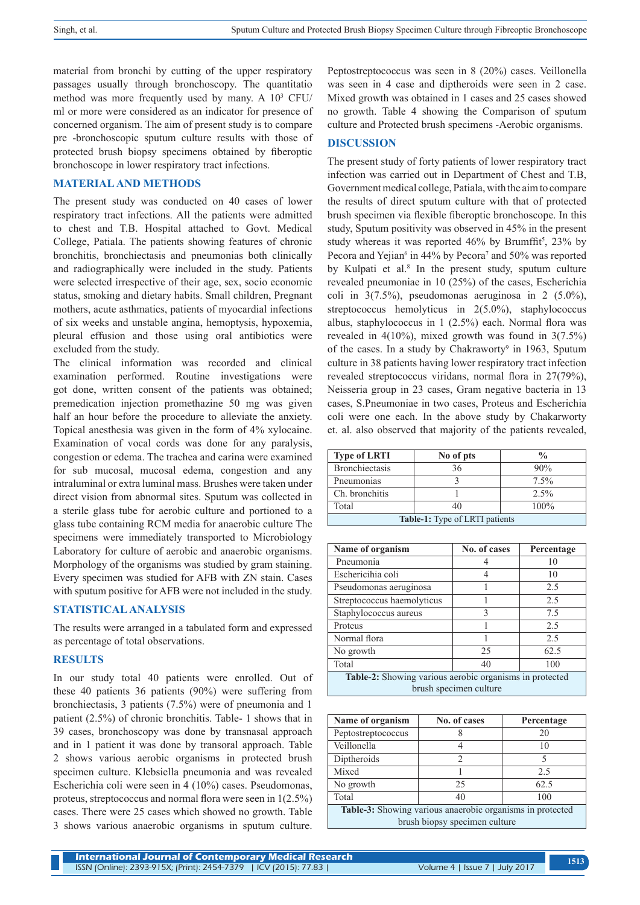material from bronchi by cutting of the upper respiratory passages usually through bronchoscopy. The quantitatio method was more frequently used by many. A $10^3$ CFU/ml or more were considered as an indicator for presence of concerned organism. The aim of present study is to compare pre -bronchoscopic sputum culture results with those of protected brush biopsy specimens obtained by fiberoptic bronchoscope in lower respiratory tract infections.

## MATERIAL AND METHODS

The present study was conducted on 40 cases of lower respiratory tract infections. All the patients were admitted to chest and T.B. Hospital attached to Govt. Medical College, Patiala. The patients showing features of chronic bronchitis, bronchiectasis and pneumonias both clinically and radiographically were included in the study. Patients were selected irrespective of their age, sex, socio economic status, smoking and dietary habits. Small children, Pregnant mothers, acute asthmatics, patients of myocardial infections of six weeks and unstable angina, hemoptysis, hypoxemia, pleural effusion and those using oral antibiotics were excluded from the study.

The clinical information was recorded and clinical examination performed. Routine investigations were got done, written consent of the patients was obtained; premedication injection promethazine 50 mg was given half an hour before the procedure to alleviate the anxiety. Topical anesthesia was given in the form of 4% xylocaine. Examination of vocal cords was done for any paralysis, congestion or edema. The trachea and carina were examined for sub mucosal, mucosal edema, congestion and any intraluminal or extra luminal mass. Brushes were taken under direct vision from abnormal sites. Sputum was collected in a sterile glass tube for aerobic culture and portioned to a glass tube containing RCM media for anaerobic culture The specimens were immediately transported to Microbiology Laboratory for culture of aerobic and anaerobic organisms. Morphology of the organisms was studied by gram staining. Every specimen was studied for AFB with ZN stain. Cases with sputum positive for AFB were not included in the study.

## STATISTICAL ANALYSIS

The results were arranged in a tabulated form and expressed as percentage of total observations.

## RESULTS

In our study total 40 patients were enrolled. Out of these 40 patients 36 patients (90%) were suffering from bronchiectasis, 3 patients (7.5%) were of pneumonia and 1 patient (2.5%) of chronic bronchitis. Table- 1 shows that in 39 cases, bronchoscopy was done by transnasal approach and in 1 patient it was done by transoral approach. Table 2 shows various aerobic organisms in protected brush specimen culture. Klebsiella pneumonia and was revealed Escherichia coli were seen in 4 (10%) cases. Pseudomonas, proteus, streptococcus and normal flora were seen in 1(2.5%) cases. There were 25 cases which showed no growth. Table 3 shows various anaerobic organisms in sputum culture. Peptostreptococcus was seen in 8 (20%) cases. Veillonella was seen in 4 case and diptheroids were seen in 2 case. Mixed growth was obtained in 1 cases and 25 cases showed no growth. Table 4 showing the Comparison of sputum culture and Protected brush specimens -Aerobic organisms.

## DISCUSSION

The present study of forty patients of lower respiratory tract infection was carried out in Department of Chest and T.B, Government medical college, Patiala, with the aim to compare the results of direct sputum culture with that of protected brush specimen via flexible fiberoptic bronchoscope. In this study, Sputum positivity was observed in 45% in the present study whereas it was reported 46% by Brumffit[5], 23% by Pecora and Yejian[6] in 44% by Pecora[7] and 50% was reported by Kulpati et al.[8] In the present study, sputum culture revealed pneumoniae in 10 (25%) of the cases, Escherichia coli in 3(7.5%), pseudomonas aeruginosa in 2 (5.0%), streptococcus hemolyticus in 2(5.0%), staphylococcus albus, staphylococcus in 1 (2.5%) each. Normal flora was revealed in 4(10%), mixed growth was found in 3(7.5%) of the cases. In a study by Chakraworty[9] in 1963, Sputum culture in 38 patients having lower respiratory tract infection revealed streptococcus viridans, normal flora in 27(79%), Neisseria group in 23 cases, Gram negative bacteria in 13 cases, S.Pneumoniae in two cases, Proteus and Escherichia coli were one each. In the above study by Chakarworty et. al. also observed that majority of the patients revealed,

| Type of LRTI | No of pts | % |
|---|---|---|
| Bronchiectasis | 36 | 90% |
| Pneumonias | 3 | 7.5% |
| Ch. bronchitis | 1 | 2.5% |
| Total | 40 | 100% |

**Table-1:** Type of LRTI patients

| Name of organism | No. of cases | Percentage |
|---|---|---|
| Pneumonia | 4 | 10 |
| Eschericihia coli | 4 | 10 |
| Pseudomonas aeruginosa | 1 | 2.5 |
| Streptococcus haemolyticus | 1 | 2.5 |
| Staphylococcus aureus | 3 | 7.5 |
| Proteus | 1 | 2.5 |
| Normal flora | 1 | 2.5 |
| No growth | 25 | 62.5 |
| Total | 40 | 100 |

**Table-2:** Showing various aerobic organisms in protected brush specimen culture

| Name of organism | No. of cases | Percentage |
|---|---|---|
| Peptostreptococcus | 8 | 20 |
| Veillonella | 4 | 10 |
| Diptheroids | 2 | 5 |
| Mixed | 1 | 2.5 |
| No growth | 25 | 62.5 |
| Total | 40 | 100 |

**Table-3:** Showing various anaerobic organisms in protected brush biopsy specimen culture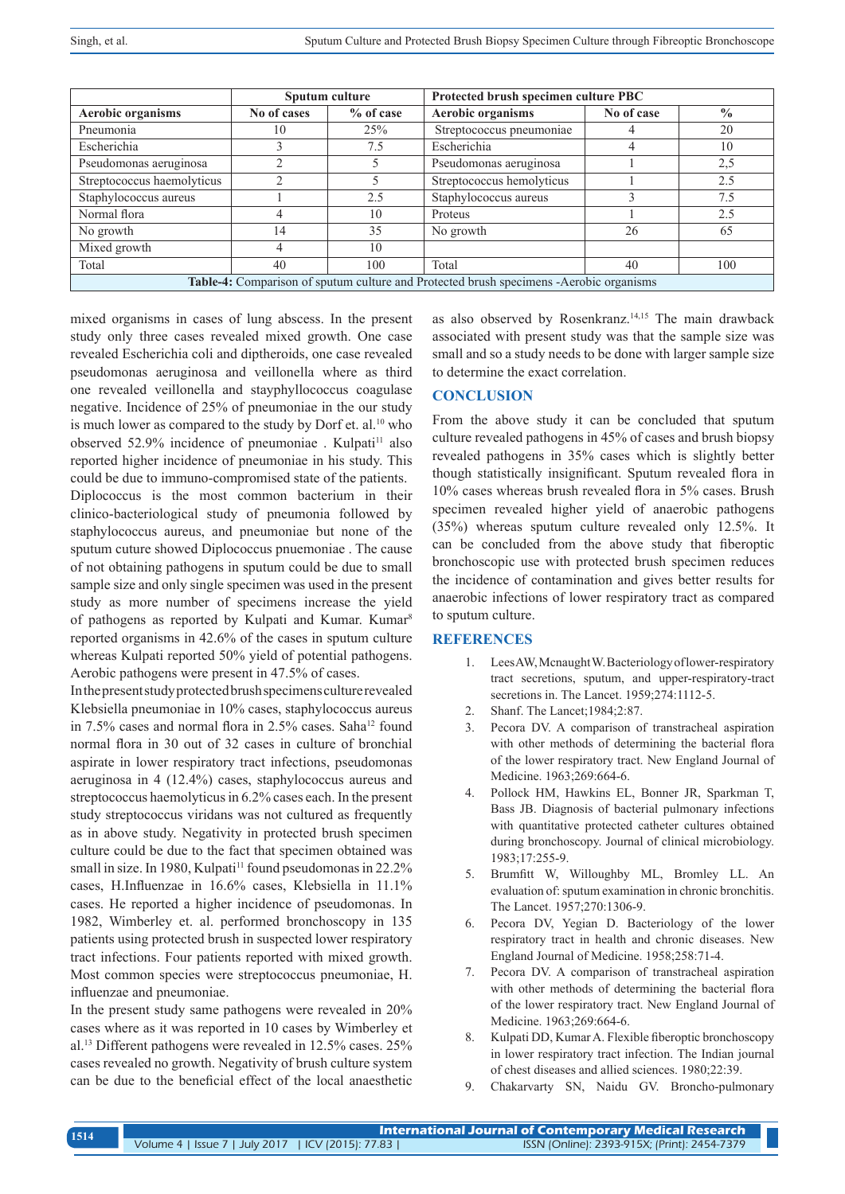| | Sputum culture | | Protected brush specimen culture PBC | | |
|---|---|---|---|---|---|
| **Aerobic organisms** | **No of cases** | **% of case** | **Aerobic organisms** | **No of case** | **%** |
| Pneumonia | 10 | 25% | Streptococcus pneumoniae | 4 | 20 |
| Escherichia | 3 | 7.5 | Escherichia | 4 | 10 |
| Pseudomonas aeruginosa | 2 | 5 | Pseudomonas aeruginosa | 1 | 2,5 |
| Streptococcus haemolyticus | 2 | 5 | Streptococcus hemolyticus | 1 | 2.5 |
| Staphylococcus aureus | 1 | 2.5 | Staphylococcus aureus | 3 | 7.5 |
| Normal flora | 4 | 10 | Proteus | 1 | 2.5 |
| No growth | 14 | 35 | No growth | 26 | 65 |
| Mixed growth | 4 | 10 | | | |
| Total | 40 | 100 | Total | 40 | 100 |

**Table-4:** Comparison of sputum culture and Protected brush specimens -Aerobic organisms

mixed organisms in cases of lung abscess. In the present study only three cases revealed mixed growth. One case revealed Escherichia coli and diptheroids, one case revealed pseudomonas aeruginosa and veillonella where as third one revealed veillonella and stayphyllococcus coagulase negative. Incidence of 25% of pneumoniae in the our study is much lower as compared to the study by Dorf et. al.[10] who observed 52.9% incidence of pneumoniae . Kulpati[11] also reported higher incidence of pneumoniae in his study. This could be due to immuno-compromised state of the patients.

Diplococcus is the most common bacterium in their clinico-bacteriological study of pneumonia followed by staphylococcus aureus, and pneumoniae but none of the sputum cuture showed Diplococcus pnuemoniae . The cause of not obtaining pathogens in sputum could be due to small sample size and only single specimen was used in the present study as more number of specimens increase the yield of pathogens as reported by Kulpati and Kumar. Kumar[8] reported organisms in 42.6% of the cases in sputum culture whereas Kulpati reported 50% yield of potential pathogens. Aerobic pathogens were present in 47.5% of cases.

In the present study protected brush specimens culture revealed Klebsiella pneumoniae in 10% cases, staphylococcus aureus in 7.5% cases and normal flora in 2.5% cases. Saha[12] found normal flora in 30 out of 32 cases in culture of bronchial aspirate in lower respiratory tract infections, pseudomonas aeruginosa in 4 (12.4%) cases, staphylococcus aureus and streptococcus haemolyticus in 6.2% cases each. In the present study streptococcus viridans was not cultured as frequently as in above study. Negativity in protected brush specimen culture could be due to the fact that specimen obtained was small in size. In 1980, Kulpati[11] found pseudomonas in 22.2% cases, H.Influenzae in 16.6% cases, Klebsiella in 11.1% cases. He reported a higher incidence of pseudomonas. In 1982, Wimberley et. al. performed bronchoscopy in 135 patients using protected brush in suspected lower respiratory tract infections. Four patients reported with mixed growth. Most common species were streptococcus pneumoniae, H. influenzae and pneumoniae.

In the present study same pathogens were revealed in 20% cases where as it was reported in 10 cases by Wimberley et al.[13] Different pathogens were revealed in 12.5% cases. 25% cases revealed no growth. Negativity of brush culture system can be due to the beneficial effect of the local anaesthetic as also observed by Rosenkranz.[14,15] The main drawback associated with present study was that the sample size was small and so a study needs to be done with larger sample size to determine the exact correlation.

## CONCLUSION

From the above study it can be concluded that sputum culture revealed pathogens in 45% of cases and brush biopsy revealed pathogens in 35% cases which is slightly better though statistically insignificant. Sputum revealed flora in 10% cases whereas brush revealed flora in 5% cases. Brush specimen revealed higher yield of anaerobic pathogens (35%) whereas sputum culture revealed only 12.5%. It can be concluded from the above study that fiberoptic bronchoscopic use with protected brush specimen reduces the incidence of contamination and gives better results for anaerobic infections of lower respiratory tract as compared to sputum culture.

## REFERENCES

1. Lees AW, Mcnaught W. Bacteriology of lower-respiratory tract secretions, sputum, and upper-respiratory-tract secretions in. The Lancet. 1959;274:1112-5.
2. Shanf. The Lancet;1984;2:87.
3. Pecora DV. A comparison of transtracheal aspiration with other methods of determining the bacterial flora of the lower respiratory tract. New England Journal of Medicine. 1963;269:664-6.
4. Pollock HM, Hawkins EL, Bonner JR, Sparkman T, Bass JB. Diagnosis of bacterial pulmonary infections with quantitative protected catheter cultures obtained during bronchoscopy. Journal of clinical microbiology. 1983;17:255-9.
5. Brumfitt W, Willoughby ML, Bromley LL. An evaluation of: sputum examination in chronic bronchitis. The Lancet. 1957;270:1306-9.
6. Pecora DV, Yegian D. Bacteriology of the lower respiratory tract in health and chronic diseases. New England Journal of Medicine. 1958;258:71-4.
7. Pecora DV. A comparison of transtracheal aspiration with other methods of determining the bacterial flora of the lower respiratory tract. New England Journal of Medicine. 1963;269:664-6.
8. Kulpati DD, Kumar A. Flexible fiberoptic bronchoscopy in lower respiratory tract infection. The Indian journal of chest diseases and allied sciences. 1980;22:39.
9. Chakarvarty SN, Naidu GV. Broncho-pulmonary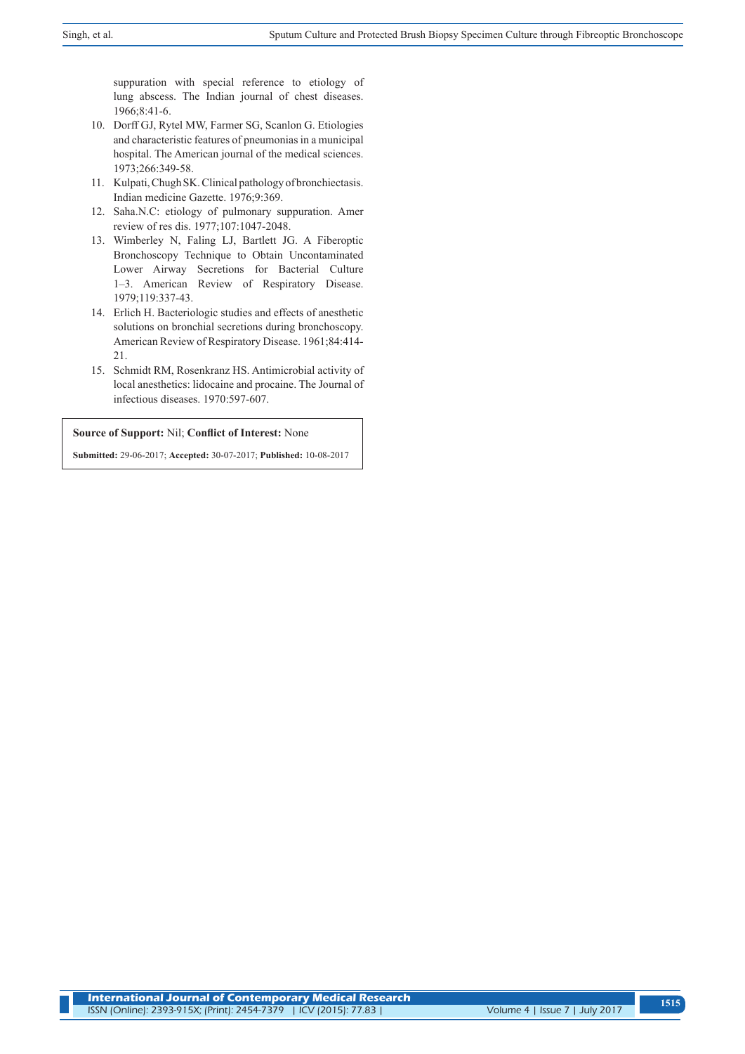suppuration with special reference to etiology of lung abscess. The Indian journal of chest diseases. 1966;8:41-6.

10. Dorff GJ, Rytel MW, Farmer SG, Scanlon G. Etiologies and characteristic features of pneumonias in a municipal hospital. The American journal of the medical sciences. 1973;266:349-58.
11. Kulpati, Chugh SK. Clinical pathology of bronchiectasis. Indian medicine Gazette. 1976;9:369.
12. Saha.N.C: etiology of pulmonary suppuration. Amer review of res dis. 1977;107:1047-2048.
13. Wimberley N, Faling LJ, Bartlett JG. A Fiberoptic Bronchoscopy Technique to Obtain Uncontaminated Lower Airway Secretions for Bacterial Culture 1–3. American Review of Respiratory Disease. 1979;119:337-43.
14. Erlich H. Bacteriologic studies and effects of anesthetic solutions on bronchial secretions during bronchoscopy. American Review of Respiratory Disease. 1961;84:414-21.
15. Schmidt RM, Rosenkranz HS. Antimicrobial activity of local anesthetics: lidocaine and procaine. The Journal of infectious diseases. 1970:597-607.

**Source of Support:** Nil; **Conflict of Interest:** None

**Submitted:** 29-06-2017; **Accepted:** 30-07-2017; **Published:** 10-08-2017